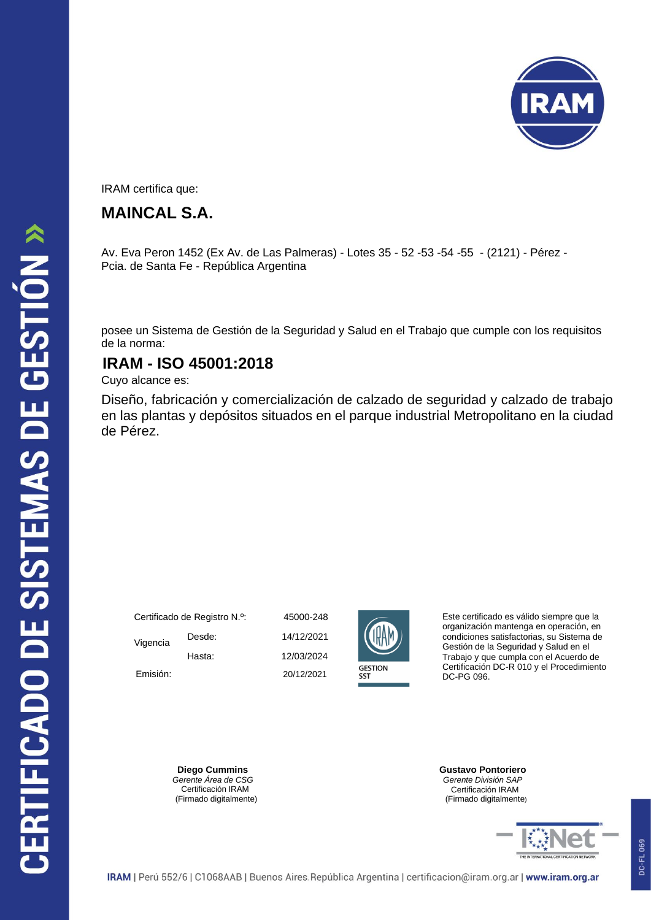# CERTIFICADO DE SISTEMAS DE GESTIÓN

IRAM certifica que:

## MAINCAL S.A.

Av. Eva Peron 1452 (Ex Av. de Las Palmeras) - Lotes 35 - 52 -53 -54 -55 - (2121) - Pérez - Pcia. de Santa Fe - República Argentina

posee un Sistema de Gestión de la Seguridad y Salud en el Trabajo que cumple con los requisitos de la norma:

## IRAM - ISO 45001:2018

Cuyo alcance es:

Diseño, fabricación y comercialización de calzado de seguridad y calzado de trabajo en las plantas y depósitos situados en el parque industrial Metropolitano en la ciudad de Pérez.

| | | |
|---|---|---|
| Certificado de Registro N.º: | | 45000-248 |
| Vigencia | Desde: | 14/12/2021 |
| | Hasta: | 12/03/2024 |
| Emisión: | | 20/12/2021 |

GESTION SST

Este certificado es válido siempre que la organización mantenga en operación, en condiciones satisfactorias, su Sistema de Gestión de la Seguridad y Salud en el Trabajo y que cumpla con el Acuerdo de Certificación DC-R 010 y el Procedimiento DC-PG 096.

**Diego Cummins**
*Gerente Área de CSG*
Certificación IRAM
(Firmado digitalmente)

**Gustavo Pontoriero**
*Gerente División SAP*
Certificación IRAM
(Firmado digitalmente)

IRAM | Perú 552/6 | C1068AAB | Buenos Aires.República Argentina | certificacion@iram.org.ar | **www.iram.org.ar**

DC-FL 069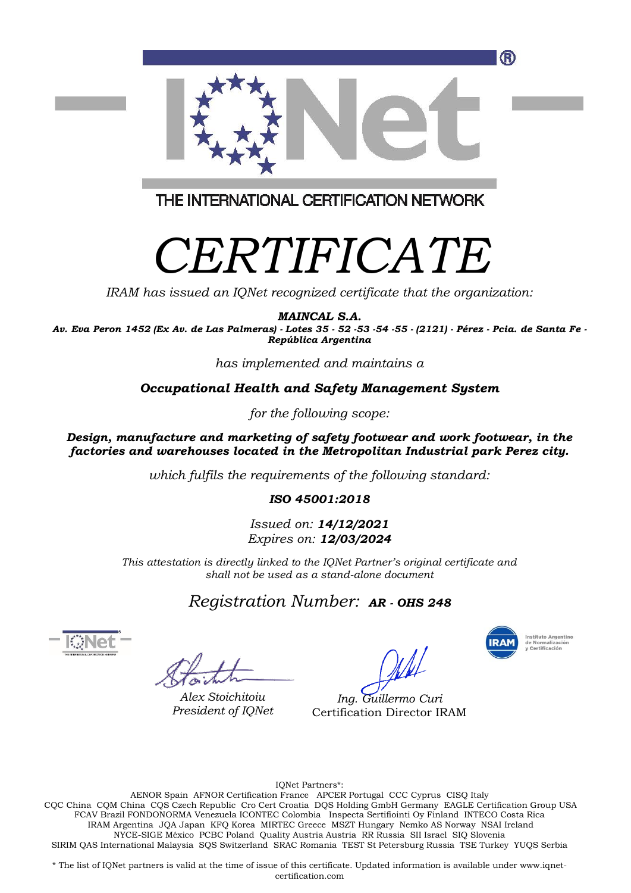THE INTERNATIONAL CERTIFICATION NETWORK

# *CERTIFICATE*

*IRAM has issued an IQNet recognized certificate that the organization:*

***MAINCAL S.A.***
***Av. Eva Peron 1452 (Ex Av. de Las Palmeras) - Lotes 35 - 52 -53 -54 -55 - (2121) - Pérez - Pcia. de Santa Fe - República Argentina***

*has implemented and maintains a*

***Occupational Health and Safety Management System***

*for the following scope:*

***Design, manufacture and marketing of safety footwear and work footwear, in the factories and warehouses located in the Metropolitan Industrial park Perez city.***

*which fulfils the requirements of the following standard:*

***ISO 45001:2018***

*Issued on:* ***14/12/2021***
*Expires on:* ***12/03/2024***

*This attestation is directly linked to the IQNet Partner's original certificate and shall not be used as a stand-alone document*

*Registration Number:* ***AR - OHS 248***

*Alex Stoichitoiu*
*President of IQNet*

*Ing. Guillermo Curi*
Certification Director IRAM

IRAM Instituto Argentino de Normalización y Certificación

IQNet Partners*:
AENOR Spain AFNOR Certification France APCER Portugal CCC Cyprus CISQ Italy
CQC China CQM China CQS Czech Republic Cro Cert Croatia DQS Holding GmbH Germany EAGLE Certification Group USA
FCAV Brazil FONDONORMA Venezuela ICONTEC Colombia Inspecta Sertifiointi Oy Finland INTECO Costa Rica
IRAM Argentina JQA Japan KFQ Korea MIRTEC Greece MSZT Hungary Nemko AS Norway NSAI Ireland
NYCE-SIGE México PCBC Poland Quality Austria Austria RR Russia SII Israel SIQ Slovenia
SIRIM QAS International Malaysia SQS Switzerland SRAC Romania TEST St Petersburg Russia TSE Turkey YUQS Serbia

* The list of IQNet partners is valid at the time of issue of this certificate. Updated information is available under www.iqnet-certification.com